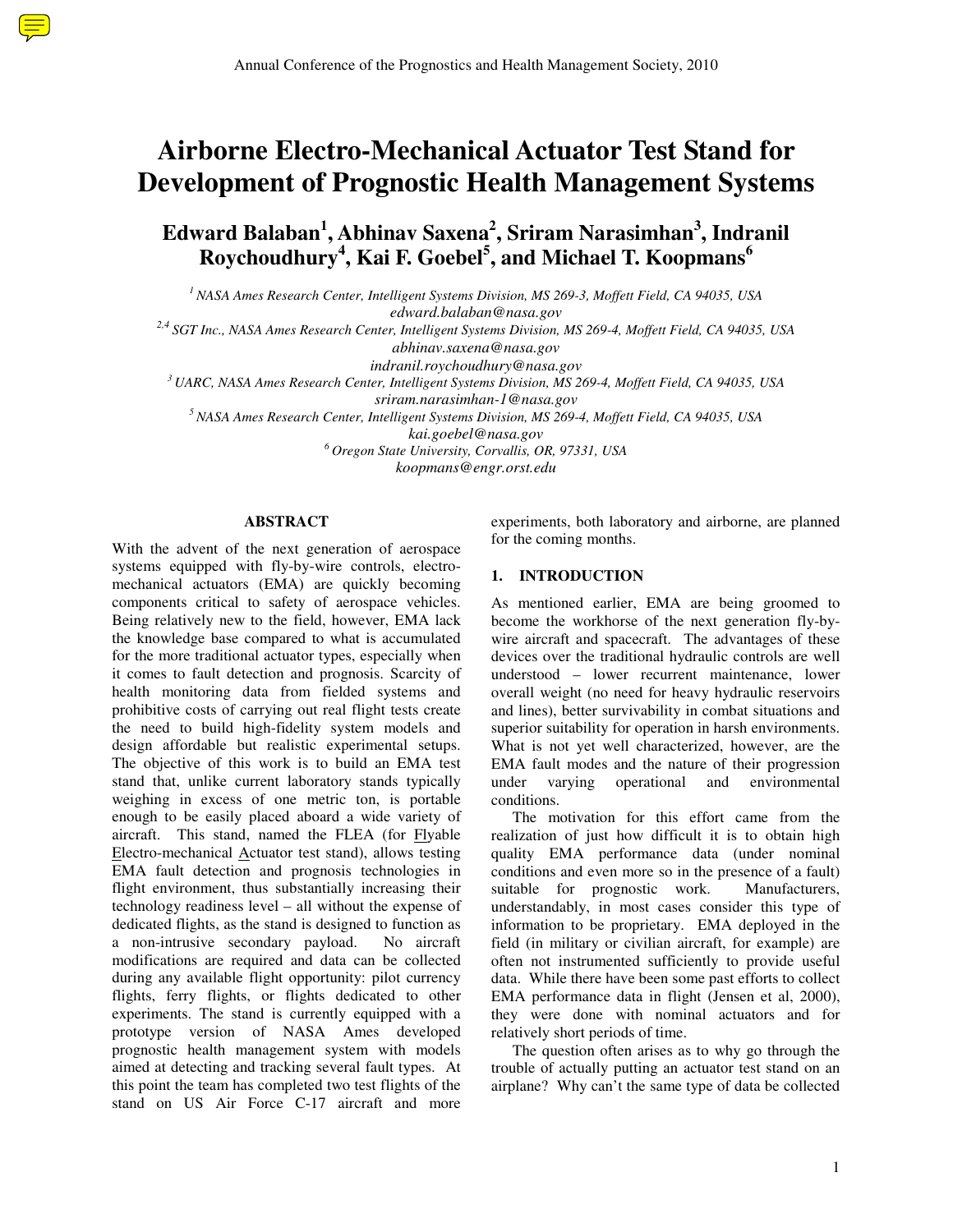# Airborne Electro-Mechanical Actuator Test Stand for Development of Prognostic Health Management Systems

**Edward Balaban[1], Abhinav Saxena[2], Sriram Narasimhan[3], Indranil Roychoudhury[4], Kai F. Goebel[5], and Michael T. Koopmans[6]**

[1] *NASA Ames Research Center, Intelligent Systems Division, MS 269-3, Moffett Field, CA 94035, USA*
*edward.balaban@nasa.gov*

[2,4] *SGT Inc., NASA Ames Research Center, Intelligent Systems Division, MS 269-4, Moffett Field, CA 94035, USA*
*abhinav.saxena@nasa.gov*
*indranil.roychoudhury@nasa.gov*

[3] *UARC, NASA Ames Research Center, Intelligent Systems Division, MS 269-4, Moffett Field, CA 94035, USA*
*sriram.narasimhan-1@nasa.gov*

[5] *NASA Ames Research Center, Intelligent Systems Division, MS 269-4, Moffett Field, CA 94035, USA*
*kai.goebel@nasa.gov*

[6] *Oregon State University, Corvallis, OR, 97331, USA*
*koopmans@engr.orst.edu*

## ABSTRACT

With the advent of the next generation of aerospace systems equipped with fly-by-wire controls, electro-mechanical actuators (EMA) are quickly becoming components critical to safety of aerospace vehicles. Being relatively new to the field, however, EMA lack the knowledge base compared to what is accumulated for the more traditional actuator types, especially when it comes to fault detection and prognosis. Scarcity of health monitoring data from fielded systems and prohibitive costs of carrying out real flight tests create the need to build high-fidelity system models and design affordable but realistic experimental setups. The objective of this work is to build an EMA test stand that, unlike current laboratory stands typically weighing in excess of one metric ton, is portable enough to be easily placed aboard a wide variety of aircraft. This stand, named the FLEA (for Flyable Electro-mechanical Actuator test stand), allows testing EMA fault detection and prognosis technologies in flight environment, thus substantially increasing their technology readiness level – all without the expense of dedicated flights, as the stand is designed to function as a non-intrusive secondary payload. No aircraft modifications are required and data can be collected during any available flight opportunity: pilot currency flights, ferry flights, or flights dedicated to other experiments. The stand is currently equipped with a prototype version of NASA Ames developed prognostic health management system with models aimed at detecting and tracking several fault types. At this point the team has completed two test flights of the stand on US Air Force C-17 aircraft and more experiments, both laboratory and airborne, are planned for the coming months.

## 1. INTRODUCTION

As mentioned earlier, EMA are being groomed to become the workhorse of the next generation fly-by-wire aircraft and spacecraft. The advantages of these devices over the traditional hydraulic controls are well understood – lower recurrent maintenance, lower overall weight (no need for heavy hydraulic reservoirs and lines), better survivability in combat situations and superior suitability for operation in harsh environments. What is not yet well characterized, however, are the EMA fault modes and the nature of their progression under varying operational and environmental conditions.

The motivation for this effort came from the realization of just how difficult it is to obtain high quality EMA performance data (under nominal conditions and even more so in the presence of a fault) suitable for prognostic work. Manufacturers, understandably, in most cases consider this type of information to be proprietary. EMA deployed in the field (in military or civilian aircraft, for example) are often not instrumented sufficiently to provide useful data. While there have been some past efforts to collect EMA performance data in flight (Jensen et al, 2000), they were done with nominal actuators and for relatively short periods of time.

The question often arises as to why go through the trouble of actually putting an actuator test stand on an airplane? Why can't the same type of data be collected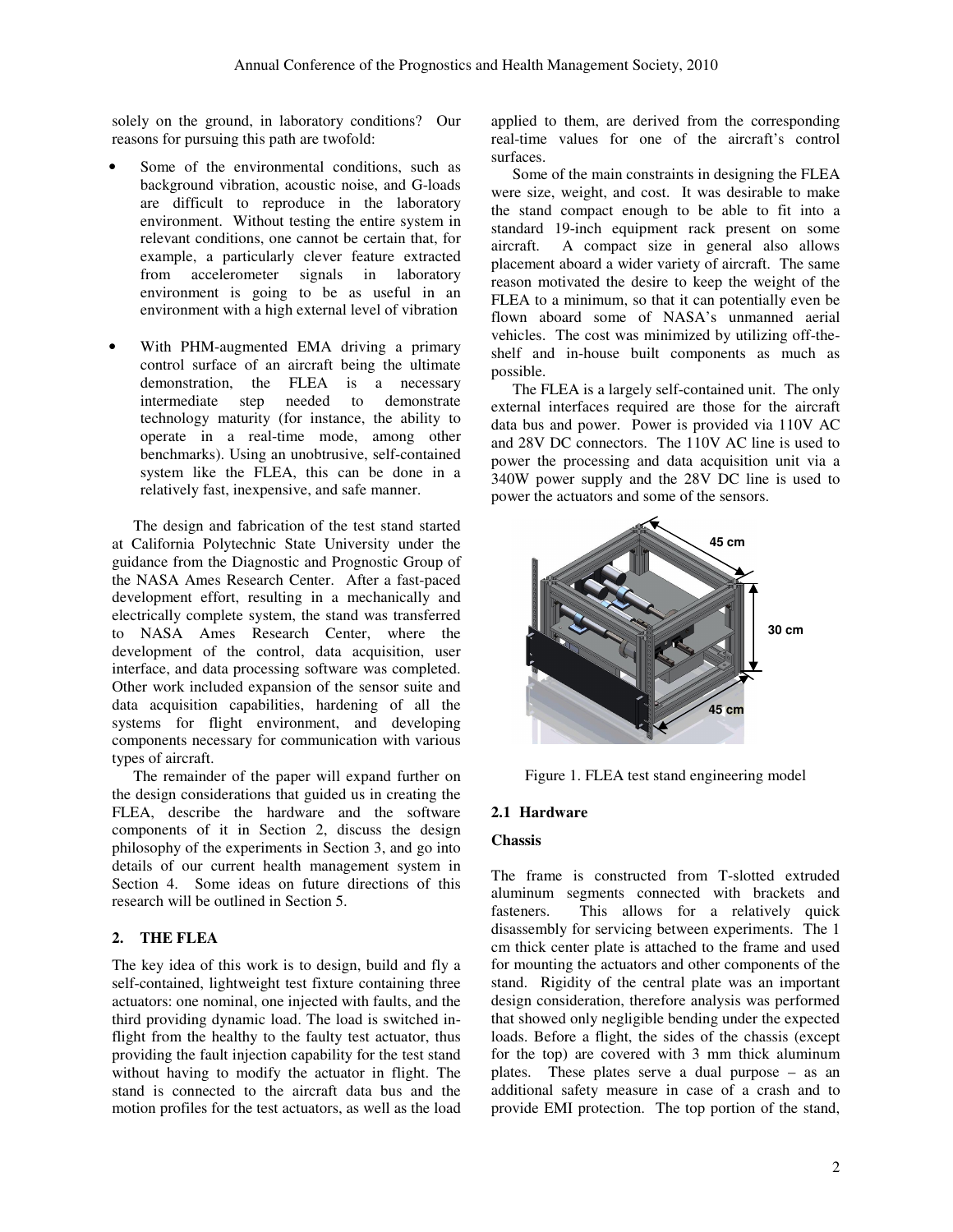solely on the ground, in laboratory conditions? Our reasons for pursuing this path are twofold:

- Some of the environmental conditions, such as background vibration, acoustic noise, and G-loads are difficult to reproduce in the laboratory environment. Without testing the entire system in relevant conditions, one cannot be certain that, for example, a particularly clever feature extracted from accelerometer signals in laboratory environment is going to be as useful in an environment with a high external level of vibration

- With PHM-augmented EMA driving a primary control surface of an aircraft being the ultimate demonstration, the FLEA is a necessary intermediate step needed to demonstrate technology maturity (for instance, the ability to operate in a real-time mode, among other benchmarks). Using an unobtrusive, self-contained system like the FLEA, this can be done in a relatively fast, inexpensive, and safe manner.

The design and fabrication of the test stand started at California Polytechnic State University under the guidance from the Diagnostic and Prognostic Group of the NASA Ames Research Center. After a fast-paced development effort, resulting in a mechanically and electrically complete system, the stand was transferred to NASA Ames Research Center, where the development of the control, data acquisition, user interface, and data processing software was completed. Other work included expansion of the sensor suite and data acquisition capabilities, hardening of all the systems for flight environment, and developing components necessary for communication with various types of aircraft.

The remainder of the paper will expand further on the design considerations that guided us in creating the FLEA, describe the hardware and the software components of it in Section 2, discuss the design philosophy of the experiments in Section 3, and go into details of our current health management system in Section 4. Some ideas on future directions of this research will be outlined in Section 5.

## 2. THE FLEA

The key idea of this work is to design, build and fly a self-contained, lightweight test fixture containing three actuators: one nominal, one injected with faults, and the third providing dynamic load. The load is switched in-flight from the healthy to the faulty test actuator, thus providing the fault injection capability for the test stand without having to modify the actuator in flight. The stand is connected to the aircraft data bus and the motion profiles for the test actuators, as well as the load applied to them, are derived from the corresponding real-time values for one of the aircraft's control surfaces.

Some of the main constraints in designing the FLEA were size, weight, and cost. It was desirable to make the stand compact enough to be able to fit into a standard 19-inch equipment rack present on some aircraft. A compact size in general also allows placement aboard a wider variety of aircraft. The same reason motivated the desire to keep the weight of the FLEA to a minimum, so that it can potentially even be flown aboard some of NASA's unmanned aerial vehicles. The cost was minimized by utilizing off-the-shelf and in-house built components as much as possible.

The FLEA is a largely self-contained unit. The only external interfaces required are those for the aircraft data bus and power. Power is provided via 110V AC and 28V DC connectors. The 110V AC line is used to power the processing and data acquisition unit via a 340W power supply and the 28V DC line is used to power the actuators and some of the sensors.

Figure 1. FLEA test stand engineering model

### 2.1 Hardware

**Chassis**

The frame is constructed from T-slotted extruded aluminum segments connected with brackets and fasteners. This allows for a relatively quick disassembly for servicing between experiments. The 1 cm thick center plate is attached to the frame and used for mounting the actuators and other components of the stand. Rigidity of the central plate was an important design consideration, therefore analysis was performed that showed only negligible bending under the expected loads. Before a flight, the sides of the chassis (except for the top) are covered with 3 mm thick aluminum plates. These plates serve a dual purpose – as an additional safety measure in case of a crash and to provide EMI protection. The top portion of the stand,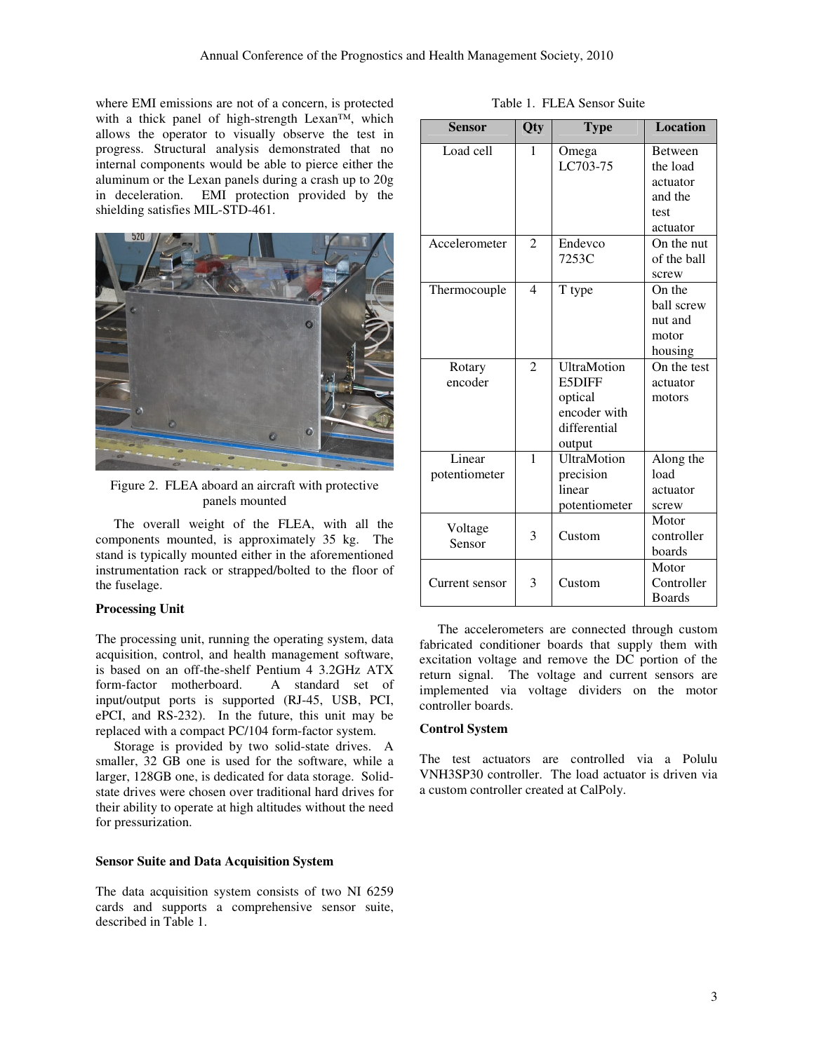where EMI emissions are not of a concern, is protected with a thick panel of high-strength Lexan™, which allows the operator to visually observe the test in progress. Structural analysis demonstrated that no internal components would be able to pierce either the aluminum or the Lexan panels during a crash up to 20g in deceleration. EMI protection provided by the shielding satisfies MIL-STD-461.

Figure 2. FLEA aboard an aircraft with protective panels mounted

The overall weight of the FLEA, with all the components mounted, is approximately 35 kg. The stand is typically mounted either in the aforementioned instrumentation rack or strapped/bolted to the floor of the fuselage.

**Processing Unit**

The processing unit, running the operating system, data acquisition, control, and health management software, is based on an off-the-shelf Pentium 4 3.2GHz ATX form-factor motherboard. A standard set of input/output ports is supported (RJ-45, USB, PCI, ePCI, and RS-232). In the future, this unit may be replaced with a compact PC/104 form-factor system.

Storage is provided by two solid-state drives. A smaller, 32 GB one is used for the software, while a larger, 128GB one, is dedicated for data storage. Solid-state drives were chosen over traditional hard drives for their ability to operate at high altitudes without the need for pressurization.

**Sensor Suite and Data Acquisition System**

The data acquisition system consists of two NI 6259 cards and supports a comprehensive sensor suite, described in Table 1.

Table 1. FLEA Sensor Suite

| Sensor | Qty | Type | Location |
|---|---|---|---|
| Load cell | 1 | Omega LC703-75 | Between the load actuator and the test actuator |
| Accelerometer | 2 | Endevco 7253C | On the nut of the ball screw |
| Thermocouple | 4 | T type | On the ball screw nut and motor housing |
| Rotary encoder | 2 | UltraMotion E5DIFF optical encoder with differential output | On the test actuator motors |
| Linear potentiometer | 1 | UltraMotion precision linear potentiometer | Along the load actuator screw |
| Voltage Sensor | 3 | Custom | Motor controller boards |
| Current sensor | 3 | Custom | Motor Controller Boards |

The accelerometers are connected through custom fabricated conditioner boards that supply them with excitation voltage and remove the DC portion of the return signal. The voltage and current sensors are implemented via voltage dividers on the motor controller boards.

**Control System**

The test actuators are controlled via a Polulu VNH3SP30 controller. The load actuator is driven via a custom controller created at CalPoly.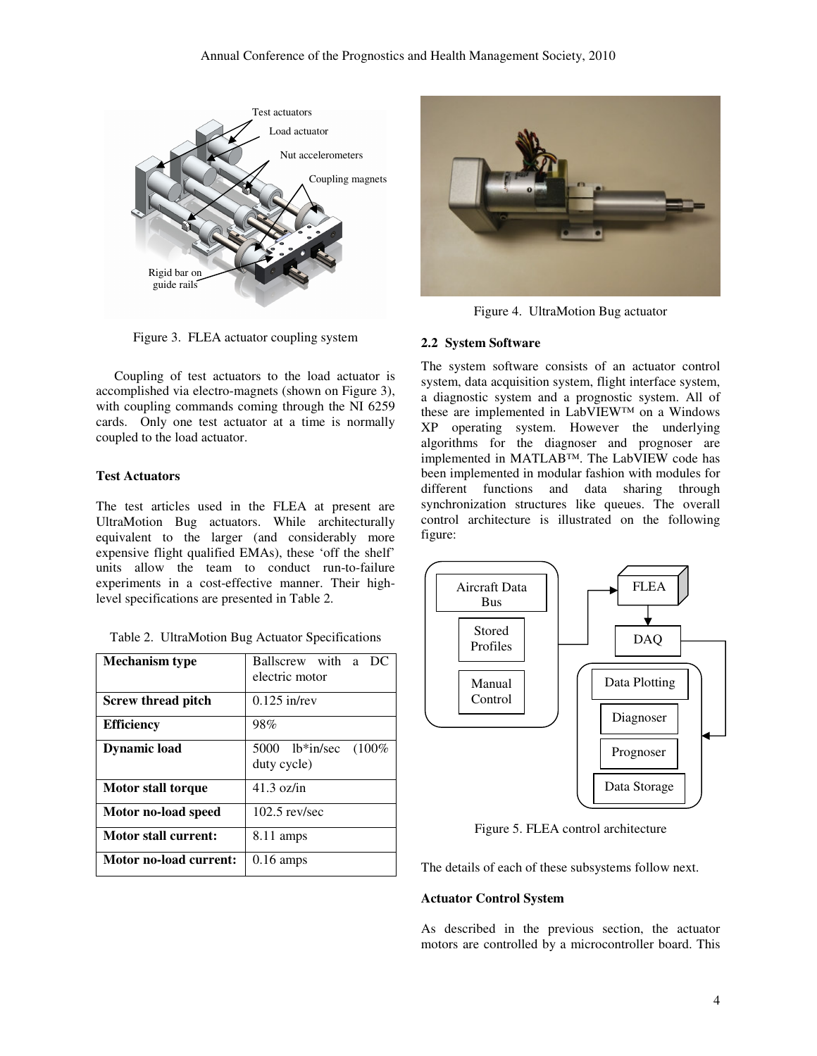Figure 3. FLEA actuator coupling system

Coupling of test actuators to the load actuator is accomplished via electro-magnets (shown on Figure 3), with coupling commands coming through the NI 6259 cards. Only one test actuator at a time is normally coupled to the load actuator.

**Test Actuators**

The test articles used in the FLEA at present are UltraMotion Bug actuators. While architecturally equivalent to the larger (and considerably more expensive flight qualified EMAs), these 'off the shelf' units allow the team to conduct run-to-failure experiments in a cost-effective manner. Their high-level specifications are presented in Table 2.

Table 2. UltraMotion Bug Actuator Specifications

| | |
|---|---|
| **Mechanism type** | Ballscrew with a DC electric motor |
| **Screw thread pitch** | 0.125 in/rev |
| **Efficiency** | 98% |
| **Dynamic load** | 5000 lb*in/sec (100% duty cycle) |
| **Motor stall torque** | 41.3 oz/in |
| **Motor no-load speed** | 102.5 rev/sec |
| **Motor stall current:** | 8.11 amps |
| **Motor no-load current:** | 0.16 amps |

Figure 4. UltraMotion Bug actuator

## 2.2 System Software

The system software consists of an actuator control system, data acquisition system, flight interface system, a diagnostic system and a prognostic system. All of these are implemented in LabVIEW™ on a Windows XP operating system. However the underlying algorithms for the diagnoser and prognoser are implemented in MATLAB™. The LabVIEW code has been implemented in modular fashion with modules for different functions and data sharing through synchronization structures like queues. The overall control architecture is illustrated on the following figure:

Figure 5. FLEA control architecture

The details of each of these subsystems follow next.

**Actuator Control System**

As described in the previous section, the actuator motors are controlled by a microcontroller board. This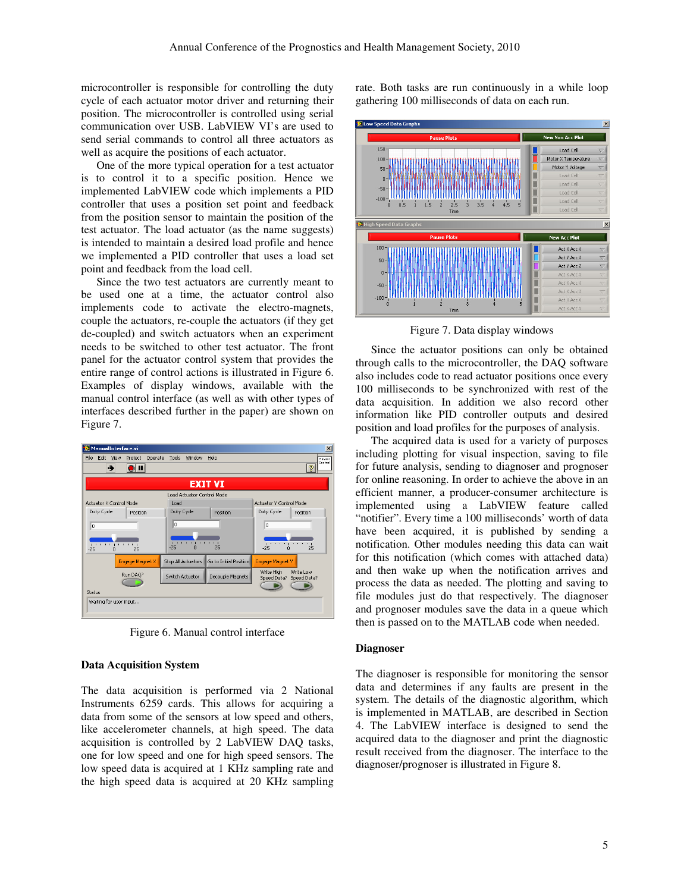microcontroller is responsible for controlling the duty cycle of each actuator motor driver and returning their position. The microcontroller is controlled using serial communication over USB. LabVIEW VI's are used to send serial commands to control all three actuators as well as acquire the positions of each actuator.

One of the more typical operation for a test actuator is to control it to a specific position. Hence we implemented LabVIEW code which implements a PID controller that uses a position set point and feedback from the position sensor to maintain the position of the test actuator. The load actuator (as the name suggests) is intended to maintain a desired load profile and hence we implemented a PID controller that uses a load set point and feedback from the load cell.

Since the two test actuators are currently meant to be used one at a time, the actuator control also implements code to activate the electro-magnets, couple the actuators, re-couple the actuators (if they get de-coupled) and switch actuators when an experiment needs to be switched to other test actuator. The front panel for the actuator control system that provides the entire range of control actions is illustrated in Figure 6. Examples of display windows, available with the manual control interface (as well as with other types of interfaces described further in the paper) are shown on Figure 7.

Figure 6. Manual control interface

### Data Acquisition System

The data acquisition is performed via 2 National Instruments 6259 cards. This allows for acquiring a data from some of the sensors at low speed and others, like accelerometer channels, at high speed. The data acquisition is controlled by 2 LabVIEW DAQ tasks, one for low speed and one for high speed sensors. The low speed data is acquired at 1 KHz sampling rate and the high speed data is acquired at 20 KHz sampling rate. Both tasks are run continuously in a while loop gathering 100 milliseconds of data on each run.

Figure 7. Data display windows

Since the actuator positions can only be obtained through calls to the microcontroller, the DAQ software also includes code to read actuator positions once every 100 milliseconds to be synchronized with rest of the data acquisition. In addition we also record other information like PID controller outputs and desired position and load profiles for the purposes of analysis.

The acquired data is used for a variety of purposes including plotting for visual inspection, saving to file for future analysis, sending to diagnoser and prognoser for online reasoning. In order to achieve the above in an efficient manner, a producer-consumer architecture is implemented using a LabVIEW feature called "notifier". Every time a 100 milliseconds' worth of data have been acquired, it is published by sending a notification. Other modules needing this data can wait for this notification (which comes with attached data) and then wake up when the notification arrives and process the data as needed. The plotting and saving to file modules just do that respectively. The diagnoser and prognoser modules save the data in a queue which then is passed on to the MATLAB code when needed.

### Diagnoser

The diagnoser is responsible for monitoring the sensor data and determines if any faults are present in the system. The details of the diagnostic algorithm, which is implemented in MATLAB, are described in Section 4. The LabVIEW interface is designed to send the acquired data to the diagnoser and print the diagnostic result received from the diagnoser. The interface to the diagnoser/prognoser is illustrated in Figure 8.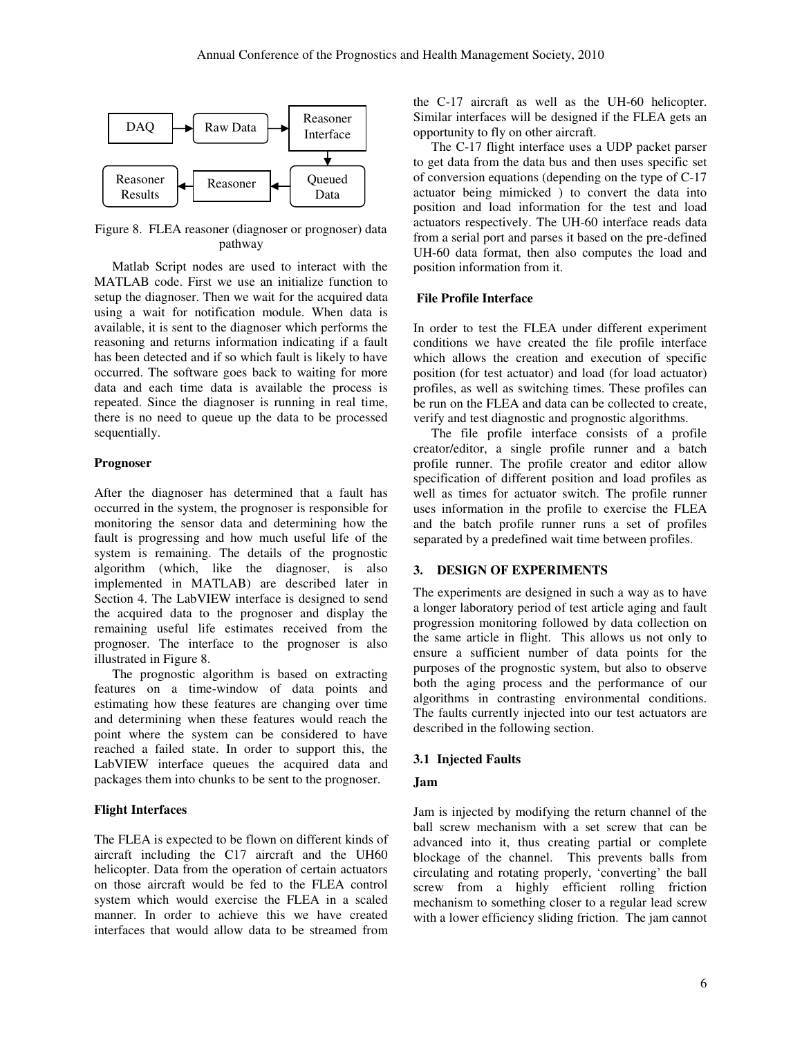Figure 8. FLEA reasoner (diagnoser or prognoser) data pathway

Matlab Script nodes are used to interact with the MATLAB code. First we use an initialize function to setup the diagnoser. Then we wait for the acquired data using a wait for notification module. When data is available, it is sent to the diagnoser which performs the reasoning and returns information indicating if a fault has been detected and if so which fault is likely to have occurred. The software goes back to waiting for more data and each time data is available the process is repeated. Since the diagnoser is running in real time, there is no need to queue up the data to be processed sequentially.

**Prognoser**

After the diagnoser has determined that a fault has occurred in the system, the prognoser is responsible for monitoring the sensor data and determining how the fault is progressing and how much useful life of the system is remaining. The details of the prognostic algorithm (which, like the diagnoser, is also implemented in MATLAB) are described later in Section 4. The LabVIEW interface is designed to send the acquired data to the prognoser and display the remaining useful life estimates received from the prognoser. The interface to the prognoser is also illustrated in Figure 8.

The prognostic algorithm is based on extracting features on a time-window of data points and estimating how these features are changing over time and determining when these features would reach the point where the system can be considered to have reached a failed state. In order to support this, the LabVIEW interface queues the acquired data and packages them into chunks to be sent to the prognoser.

**Flight Interfaces**

The FLEA is expected to be flown on different kinds of aircraft including the C17 aircraft and the UH60 helicopter. Data from the operation of certain actuators on those aircraft would be fed to the FLEA control system which would exercise the FLEA in a scaled manner. In order to achieve this we have created interfaces that would allow data to be streamed from the C-17 aircraft as well as the UH-60 helicopter. Similar interfaces will be designed if the FLEA gets an opportunity to fly on other aircraft.

The C-17 flight interface uses a UDP packet parser to get data from the data bus and then uses specific set of conversion equations (depending on the type of C-17 actuator being mimicked ) to convert the data into position and load information for the test and load actuators respectively. The UH-60 interface reads data from a serial port and parses it based on the pre-defined UH-60 data format, then also computes the load and position information from it.

**File Profile Interface**

In order to test the FLEA under different experiment conditions we have created the file profile interface which allows the creation and execution of specific position (for test actuator) and load (for load actuator) profiles, as well as switching times. These profiles can be run on the FLEA and data can be collected to create, verify and test diagnostic and prognostic algorithms.

The file profile interface consists of a profile creator/editor, a single profile runner and a batch profile runner. The profile creator and editor allow specification of different position and load profiles as well as times for actuator switch. The profile runner uses information in the profile to exercise the FLEA and the batch profile runner runs a set of profiles separated by a predefined wait time between profiles.

## 3. DESIGN OF EXPERIMENTS

The experiments are designed in such a way as to have a longer laboratory period of test article aging and fault progression monitoring followed by data collection on the same article in flight. This allows us not only to ensure a sufficient number of data points for the purposes of the prognostic system, but also to observe both the aging process and the performance of our algorithms in contrasting environmental conditions. The faults currently injected into our test actuators are described in the following section.

### 3.1 Injected Faults

**Jam**

Jam is injected by modifying the return channel of the ball screw mechanism with a set screw that can be advanced into it, thus creating partial or complete blockage of the channel. This prevents balls from circulating and rotating properly, 'converting' the ball screw from a highly efficient rolling friction mechanism to something closer to a regular lead screw with a lower efficiency sliding friction. The jam cannot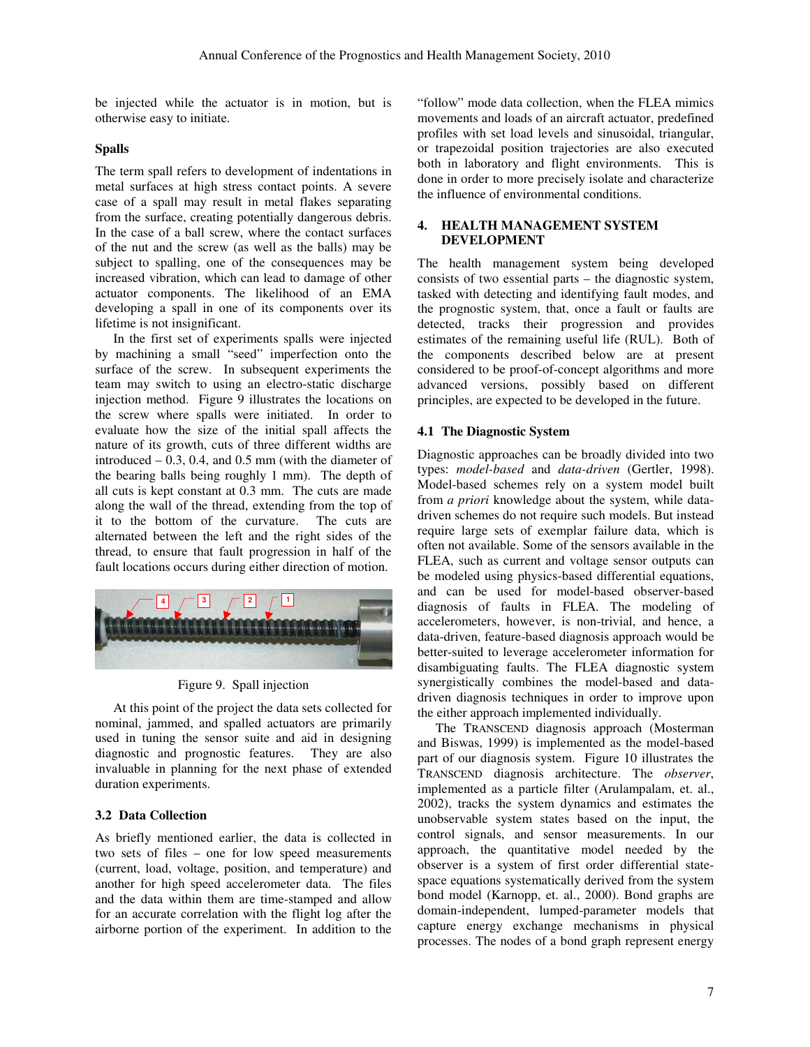be injected while the actuator is in motion, but is otherwise easy to initiate.

**Spalls**

The term spall refers to development of indentations in metal surfaces at high stress contact points. A severe case of a spall may result in metal flakes separating from the surface, creating potentially dangerous debris. In the case of a ball screw, where the contact surfaces of the nut and the screw (as well as the balls) may be subject to spalling, one of the consequences may be increased vibration, which can lead to damage of other actuator components. The likelihood of an EMA developing a spall in one of its components over its lifetime is not insignificant.

In the first set of experiments spalls were injected by machining a small "seed" imperfection onto the surface of the screw. In subsequent experiments the team may switch to using an electro-static discharge injection method. Figure 9 illustrates the locations on the screw where spalls were initiated. In order to evaluate how the size of the initial spall affects the nature of its growth, cuts of three different widths are introduced – 0.3, 0.4, and 0.5 mm (with the diameter of the bearing balls being roughly 1 mm). The depth of all cuts is kept constant at 0.3 mm. The cuts are made along the wall of the thread, extending from the top of it to the bottom of the curvature. The cuts are alternated between the left and the right sides of the thread, to ensure that fault progression in half of the fault locations occurs during either direction of motion.

Figure 9. Spall injection

At this point of the project the data sets collected for nominal, jammed, and spalled actuators are primarily used in tuning the sensor suite and aid in designing diagnostic and prognostic features. They are also invaluable in planning for the next phase of extended duration experiments.

## 3.2 Data Collection

As briefly mentioned earlier, the data is collected in two sets of files – one for low speed measurements (current, load, voltage, position, and temperature) and another for high speed accelerometer data. The files and the data within them are time-stamped and allow for an accurate correlation with the flight log after the airborne portion of the experiment. In addition to the "follow" mode data collection, when the FLEA mimics movements and loads of an aircraft actuator, predefined profiles with set load levels and sinusoidal, triangular, or trapezoidal position trajectories are also executed both in laboratory and flight environments. This is done in order to more precisely isolate and characterize the influence of environmental conditions.

# 4. HEALTH MANAGEMENT SYSTEM DEVELOPMENT

The health management system being developed consists of two essential parts – the diagnostic system, tasked with detecting and identifying fault modes, and the prognostic system, that, once a fault or faults are detected, tracks their progression and provides estimates of the remaining useful life (RUL). Both of the components described below are at present considered to be proof-of-concept algorithms and more advanced versions, possibly based on different principles, are expected to be developed in the future.

## 4.1 The Diagnostic System

Diagnostic approaches can be broadly divided into two types: *model-based* and *data-driven* (Gertler, 1998). Model-based schemes rely on a system model built from *a priori* knowledge about the system, while data-driven schemes do not require such models. But instead require large sets of exemplar failure data, which is often not available. Some of the sensors available in the FLEA, such as current and voltage sensor outputs can be modeled using physics-based differential equations, and can be used for model-based observer-based diagnosis of faults in FLEA. The modeling of accelerometers, however, is non-trivial, and hence, a data-driven, feature-based diagnosis approach would be better-suited to leverage accelerometer information for disambiguating faults. The FLEA diagnostic system synergistically combines the model-based and data-driven diagnosis techniques in order to improve upon the either approach implemented individually.

The TRANSCEND diagnosis approach (Mosterman and Biswas, 1999) is implemented as the model-based part of our diagnosis system. Figure 10 illustrates the TRANSCEND diagnosis architecture. The *observer*, implemented as a particle filter (Arulampalam, et. al., 2002), tracks the system dynamics and estimates the unobservable system states based on the input, the control signals, and sensor measurements. In our approach, the quantitative model needed by the observer is a system of first order differential state-space equations systematically derived from the system bond model (Karnopp, et. al., 2000). Bond graphs are domain-independent, lumped-parameter models that capture energy exchange mechanisms in physical processes. The nodes of a bond graph represent energy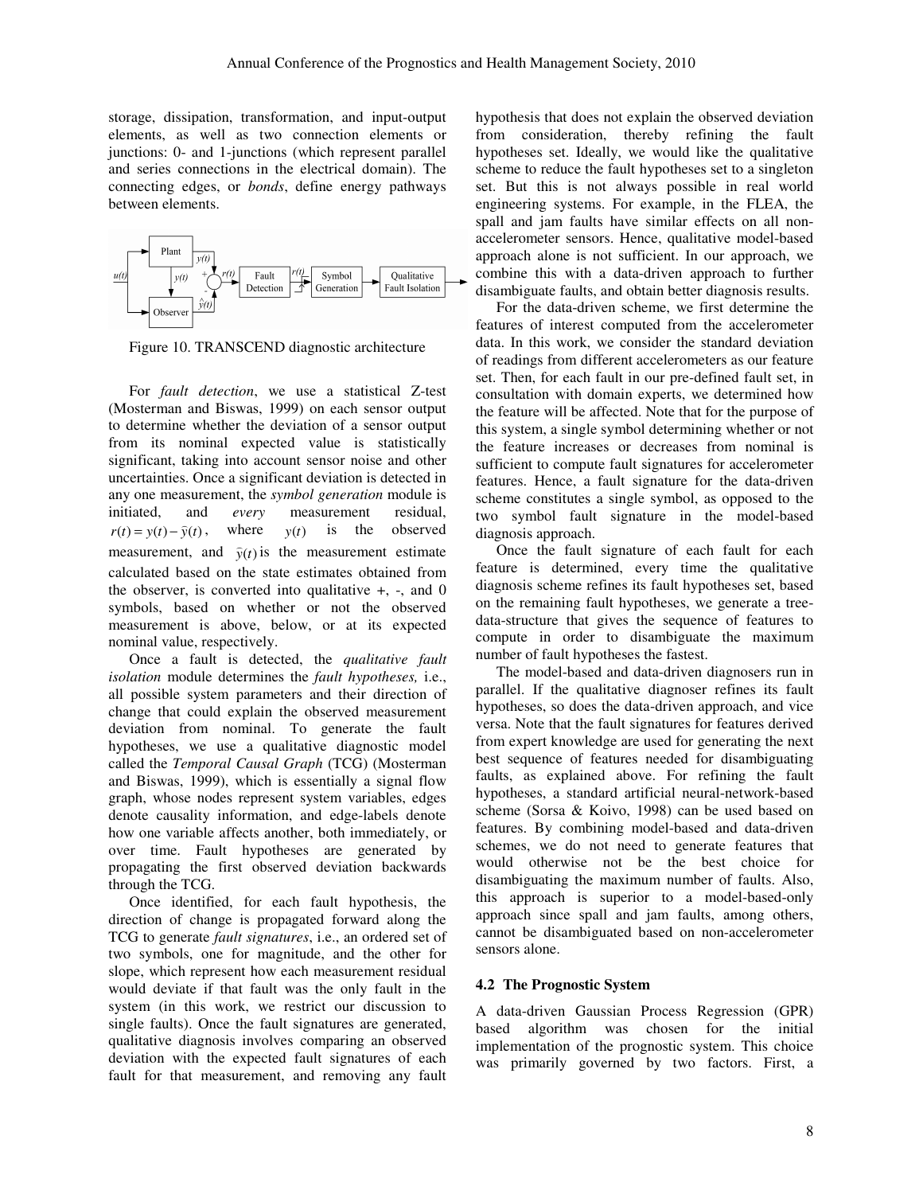storage, dissipation, transformation, and input-output elements, as well as two connection elements or junctions: 0- and 1-junctions (which represent parallel and series connections in the electrical domain). The connecting edges, or *bonds*, define energy pathways between elements.

Figure 10. TRANSCEND diagnostic architecture

For *fault detection*, we use a statistical Z-test (Mosterman and Biswas, 1999) on each sensor output to determine whether the deviation of a sensor output from its nominal expected value is statistically significant, taking into account sensor noise and other uncertainties. Once a significant deviation is detected in any one measurement, the *symbol generation* module is initiated, and *every* measurement residual, $r(t) = y(t) - \hat{y}(t)$, where $y(t)$ is the observed measurement, and $\hat{y}(t)$ is the measurement estimate calculated based on the state estimates obtained from the observer, is converted into qualitative +, -, and 0 symbols, based on whether or not the observed measurement is above, below, or at its expected nominal value, respectively.

Once a fault is detected, the *qualitative fault isolation* module determines the *fault hypotheses,* i.e., all possible system parameters and their direction of change that could explain the observed measurement deviation from nominal. To generate the fault hypotheses, we use a qualitative diagnostic model called the *Temporal Causal Graph* (TCG) (Mosterman and Biswas, 1999), which is essentially a signal flow graph, whose nodes represent system variables, edges denote causality information, and edge-labels denote how one variable affects another, both immediately, or over time. Fault hypotheses are generated by propagating the first observed deviation backwards through the TCG.

Once identified, for each fault hypothesis, the direction of change is propagated forward along the TCG to generate *fault signatures*, i.e., an ordered set of two symbols, one for magnitude, and the other for slope, which represent how each measurement residual would deviate if that fault was the only fault in the system (in this work, we restrict our discussion to single faults). Once the fault signatures are generated, qualitative diagnosis involves comparing an observed deviation with the expected fault signatures of each fault for that measurement, and removing any fault hypothesis that does not explain the observed deviation from consideration, thereby refining the fault hypotheses set. Ideally, we would like the qualitative scheme to reduce the fault hypotheses set to a singleton set. But this is not always possible in real world engineering systems. For example, in the FLEA, the spall and jam faults have similar effects on all non-accelerometer sensors. Hence, qualitative model-based approach alone is not sufficient. In our approach, we combine this with a data-driven approach to further disambiguate faults, and obtain better diagnosis results.

For the data-driven scheme, we first determine the features of interest computed from the accelerometer data. In this work, we consider the standard deviation of readings from different accelerometers as our feature set. Then, for each fault in our pre-defined fault set, in consultation with domain experts, we determined how the feature will be affected. Note that for the purpose of this system, a single symbol determining whether or not the feature increases or decreases from nominal is sufficient to compute fault signatures for accelerometer features. Hence, a fault signature for the data-driven scheme constitutes a single symbol, as opposed to the two symbol fault signature in the model-based diagnosis approach.

Once the fault signature of each fault for each feature is determined, every time the qualitative diagnosis scheme refines its fault hypotheses set, based on the remaining fault hypotheses, we generate a tree-data-structure that gives the sequence of features to compute in order to disambiguate the maximum number of fault hypotheses the fastest.

The model-based and data-driven diagnosers run in parallel. If the qualitative diagnoser refines its fault hypotheses, so does the data-driven approach, and vice versa. Note that the fault signatures for features derived from expert knowledge are used for generating the next best sequence of features needed for disambiguating faults, as explained above. For refining the fault hypotheses, a standard artificial neural-network-based scheme (Sorsa & Koivo, 1998) can be used based on features. By combining model-based and data-driven schemes, we do not need to generate features that would otherwise not be the best choice for disambiguating the maximum number of faults. Also, this approach is superior to a model-based-only approach since spall and jam faults, among others, cannot be disambiguated based on non-accelerometer sensors alone.

### 4.2 The Prognostic System

A data-driven Gaussian Process Regression (GPR) based algorithm was chosen for the initial implementation of the prognostic system. This choice was primarily governed by two factors. First, a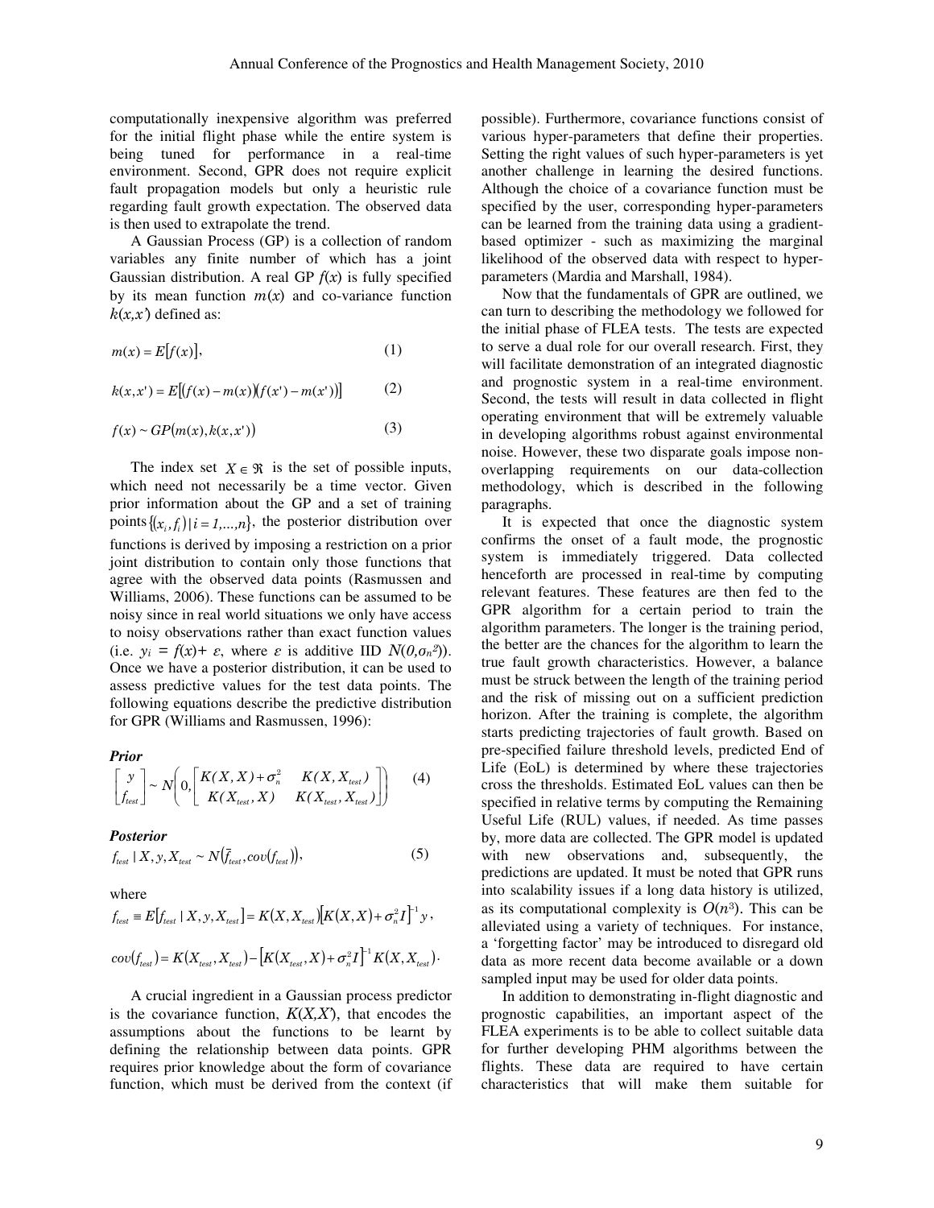computationally inexpensive algorithm was preferred for the initial flight phase while the entire system is being tuned for performance in a real-time environment. Second, GPR does not require explicit fault propagation models but only a heuristic rule regarding fault growth expectation. The observed data is then used to extrapolate the trend.

A Gaussian Process (GP) is a collection of random variables any finite number of which has a joint Gaussian distribution. A real GP $f(x)$ is fully specified by its mean function $m(x)$ and co-variance function $k(x,x')$ defined as:

$$m(x) = E[f(x)], \tag{1}$$

$$k(x,x') = E[(f(x)-m(x))(f(x')-m(x'))] \tag{2}$$

$$f(x) \sim GP(m(x), k(x,x')) \tag{3}$$

The index set $X \in \Re$ is the set of possible inputs, which need not necessarily be a time vector. Given prior information about the GP and a set of training points $\{(x_i, f_i) \mid i = 1,...,n\}$, the posterior distribution over functions is derived by imposing a restriction on a prior joint distribution to contain only those functions that agree with the observed data points (Rasmussen and Williams, 2006). These functions can be assumed to be noisy since in real world situations we only have access to noisy observations rather than exact function values (i.e. $y_i = f(x) + \varepsilon$, where $\varepsilon$ is additive IID $N(0,\sigma_n^2)$). Once we have a posterior distribution, it can be used to assess predictive values for the test data points. The following equations describe the predictive distribution for GPR (Williams and Rasmussen, 1996):

***Prior***

$$\begin{bmatrix} y \\ f_{test} \end{bmatrix} \sim N\left(0, \begin{bmatrix} K(X,X)+\sigma_n^2 & K(X,X_{test}) \\ K(X_{test},X) & K(X_{test},X_{test}) \end{bmatrix}\right) \tag{4}$$

***Posterior***

$$f_{test} \mid X, y, X_{test} \sim N(\bar{f}_{test}, cov(f_{test})), \tag{5}$$

where

$$\bar{f}_{test} \equiv E[f_{test} \mid X, y, X_{test}] = K(X, X_{test})[K(X,X)+\sigma_n^2 I]^{-1} y,$$

$$cov(f_{test}) = K(X_{test}, X_{test}) - [K(X_{test}, X)+\sigma_n^2 I]^{-1} K(X, X_{test}).$$

A crucial ingredient in a Gaussian process predictor is the covariance function, $K(X,X')$, that encodes the assumptions about the functions to be learnt by defining the relationship between data points. GPR requires prior knowledge about the form of covariance function, which must be derived from the context (if possible). Furthermore, covariance functions consist of various hyper-parameters that define their properties. Setting the right values of such hyper-parameters is yet another challenge in learning the desired functions. Although the choice of a covariance function must be specified by the user, corresponding hyper-parameters can be learned from the training data using a gradient-based optimizer - such as maximizing the marginal likelihood of the observed data with respect to hyper-parameters (Mardia and Marshall, 1984).

Now that the fundamentals of GPR are outlined, we can turn to describing the methodology we followed for the initial phase of FLEA tests. The tests are expected to serve a dual role for our overall research. First, they will facilitate demonstration of an integrated diagnostic and prognostic system in a real-time environment. Second, the tests will result in data collected in flight operating environment that will be extremely valuable in developing algorithms robust against environmental noise. However, these two disparate goals impose non-overlapping requirements on our data-collection methodology, which is described in the following paragraphs.

It is expected that once the diagnostic system confirms the onset of a fault mode, the prognostic system is immediately triggered. Data collected henceforth are processed in real-time by computing relevant features. These features are then fed to the GPR algorithm for a certain period to train the algorithm parameters. The longer is the training period, the better are the chances for the algorithm to learn the true fault growth characteristics. However, a balance must be struck between the length of the training period and the risk of missing out on a sufficient prediction horizon. After the training is complete, the algorithm starts predicting trajectories of fault growth. Based on pre-specified failure threshold levels, predicted End of Life (EoL) is determined by where these trajectories cross the thresholds. Estimated EoL values can then be specified in relative terms by computing the Remaining Useful Life (RUL) values, if needed. As time passes by, more data are collected. The GPR model is updated with new observations and, subsequently, the predictions are updated. It must be noted that GPR runs into scalability issues if a long data history is utilized, as its computational complexity is $O(n^3)$. This can be alleviated using a variety of techniques. For instance, a 'forgetting factor' may be introduced to disregard old data as more recent data become available or a down sampled input may be used for older data points.

In addition to demonstrating in-flight diagnostic and prognostic capabilities, an important aspect of the FLEA experiments is to be able to collect suitable data for further developing PHM algorithms between the flights. These data are required to have certain characteristics that will make them suitable for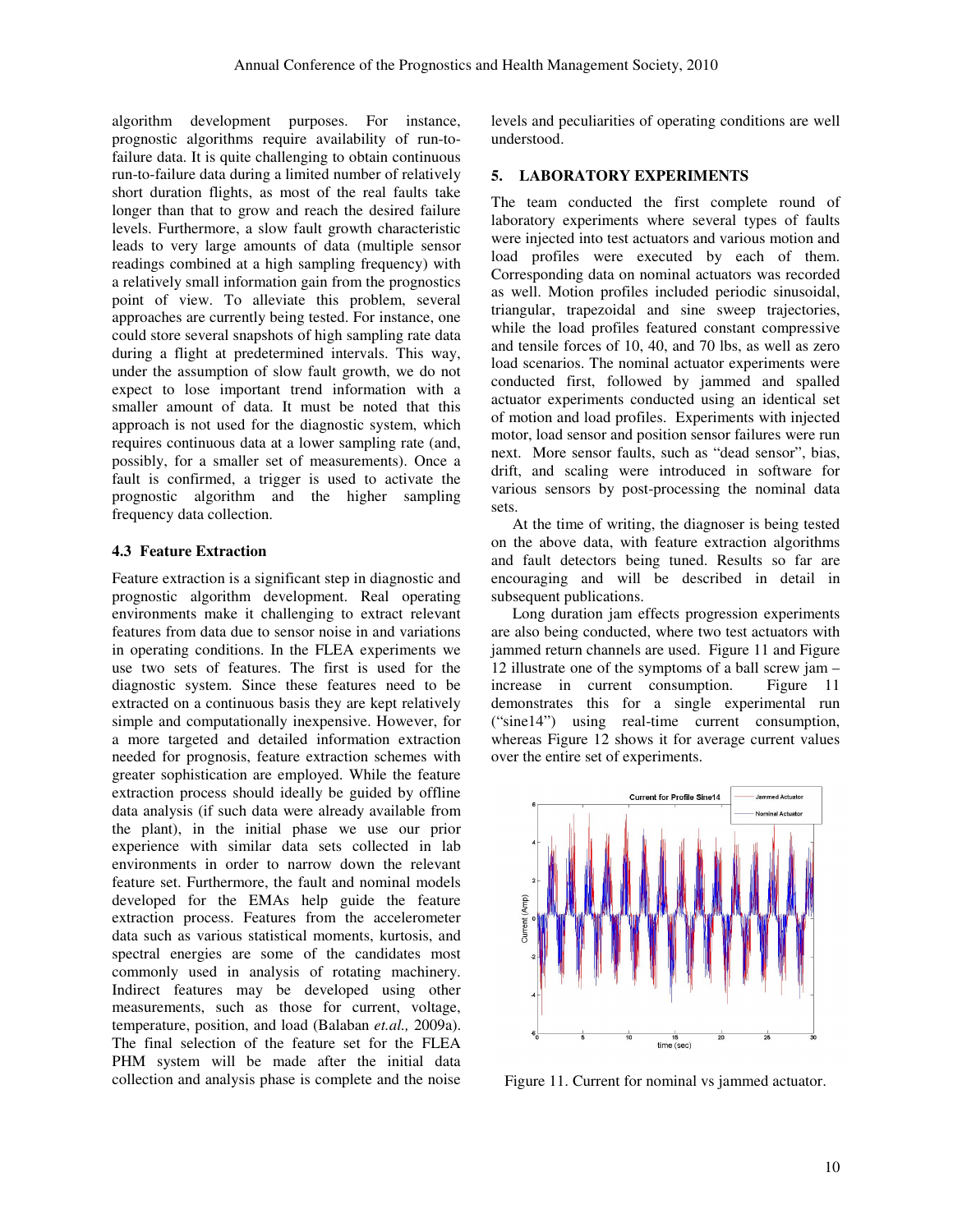algorithm development purposes. For instance, prognostic algorithms require availability of run-to-failure data. It is quite challenging to obtain continuous run-to-failure data during a limited number of relatively short duration flights, as most of the real faults take longer than that to grow and reach the desired failure levels. Furthermore, a slow fault growth characteristic leads to very large amounts of data (multiple sensor readings combined at a high sampling frequency) with a relatively small information gain from the prognostics point of view. To alleviate this problem, several approaches are currently being tested. For instance, one could store several snapshots of high sampling rate data during a flight at predetermined intervals. This way, under the assumption of slow fault growth, we do not expect to lose important trend information with a smaller amount of data. It must be noted that this approach is not used for the diagnostic system, which requires continuous data at a lower sampling rate (and, possibly, for a smaller set of measurements). Once a fault is confirmed, a trigger is used to activate the prognostic algorithm and the higher sampling frequency data collection.

### 4.3 Feature Extraction

Feature extraction is a significant step in diagnostic and prognostic algorithm development. Real operating environments make it challenging to extract relevant features from data due to sensor noise in and variations in operating conditions. In the FLEA experiments we use two sets of features. The first is used for the diagnostic system. Since these features need to be extracted on a continuous basis they are kept relatively simple and computationally inexpensive. However, for a more targeted and detailed information extraction needed for prognosis, feature extraction schemes with greater sophistication are employed. While the feature extraction process should ideally be guided by offline data analysis (if such data were already available from the plant), in the initial phase we use our prior experience with similar data sets collected in lab environments in order to narrow down the relevant feature set. Furthermore, the fault and nominal models developed for the EMAs help guide the feature extraction process. Features from the accelerometer data such as various statistical moments, kurtosis, and spectral energies are some of the candidates most commonly used in analysis of rotating machinery. Indirect features may be developed using other measurements, such as those for current, voltage, temperature, position, and load (Balaban *et.al.,* 2009a). The final selection of the feature set for the FLEA PHM system will be made after the initial data collection and analysis phase is complete and the noise levels and peculiarities of operating conditions are well understood.

## 5. LABORATORY EXPERIMENTS

The team conducted the first complete round of laboratory experiments where several types of faults were injected into test actuators and various motion and load profiles were executed by each of them. Corresponding data on nominal actuators was recorded as well. Motion profiles included periodic sinusoidal, triangular, trapezoidal and sine sweep trajectories, while the load profiles featured constant compressive and tensile forces of 10, 40, and 70 lbs, as well as zero load scenarios. The nominal actuator experiments were conducted first, followed by jammed and spalled actuator experiments conducted using an identical set of motion and load profiles. Experiments with injected motor, load sensor and position sensor failures were run next. More sensor faults, such as "dead sensor", bias, drift, and scaling were introduced in software for various sensors by post-processing the nominal data sets.

At the time of writing, the diagnoser is being tested on the above data, with feature extraction algorithms and fault detectors being tuned. Results so far are encouraging and will be described in detail in subsequent publications.

Long duration jam effects progression experiments are also being conducted, where two test actuators with jammed return channels are used. Figure 11 and Figure 12 illustrate one of the symptoms of a ball screw jam – increase in current consumption. Figure 11 demonstrates this for a single experimental run ("sine14") using real-time current consumption, whereas Figure 12 shows it for average current values over the entire set of experiments.

Figure 11. Current for nominal vs jammed actuator.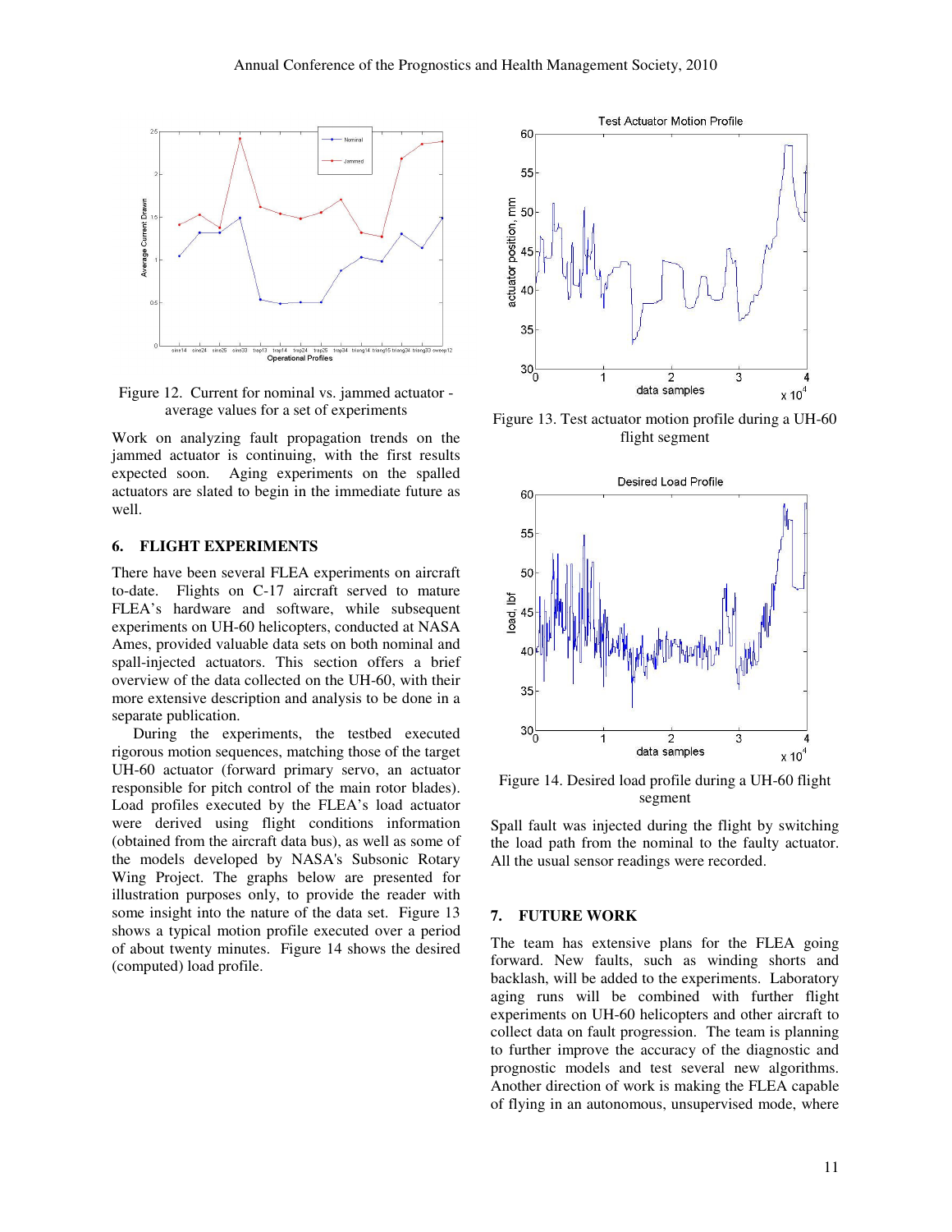Figure 12. Current for nominal vs. jammed actuator - average values for a set of experiments

Work on analyzing fault propagation trends on the jammed actuator is continuing, with the first results expected soon. Aging experiments on the spalled actuators are slated to begin in the immediate future as well.

## 6. FLIGHT EXPERIMENTS

There have been several FLEA experiments on aircraft to-date. Flights on C-17 aircraft served to mature FLEA's hardware and software, while subsequent experiments on UH-60 helicopters, conducted at NASA Ames, provided valuable data sets on both nominal and spall-injected actuators. This section offers a brief overview of the data collected on the UH-60, with their more extensive description and analysis to be done in a separate publication.

During the experiments, the testbed executed rigorous motion sequences, matching those of the target UH-60 actuator (forward primary servo, an actuator responsible for pitch control of the main rotor blades). Load profiles executed by the FLEA's load actuator were derived using flight conditions information (obtained from the aircraft data bus), as well as some of the models developed by NASA's Subsonic Rotary Wing Project. The graphs below are presented for illustration purposes only, to provide the reader with some insight into the nature of the data set. Figure 13 shows a typical motion profile executed over a period of about twenty minutes. Figure 14 shows the desired (computed) load profile.

Figure 13. Test actuator motion profile during a UH-60 flight segment

Figure 14. Desired load profile during a UH-60 flight segment

Spall fault was injected during the flight by switching the load path from the nominal to the faulty actuator. All the usual sensor readings were recorded.

## 7. FUTURE WORK

The team has extensive plans for the FLEA going forward. New faults, such as winding shorts and backlash, will be added to the experiments. Laboratory aging runs will be combined with further flight experiments on UH-60 helicopters and other aircraft to collect data on fault progression. The team is planning to further improve the accuracy of the diagnostic and prognostic models and test several new algorithms. Another direction of work is making the FLEA capable of flying in an autonomous, unsupervised mode, where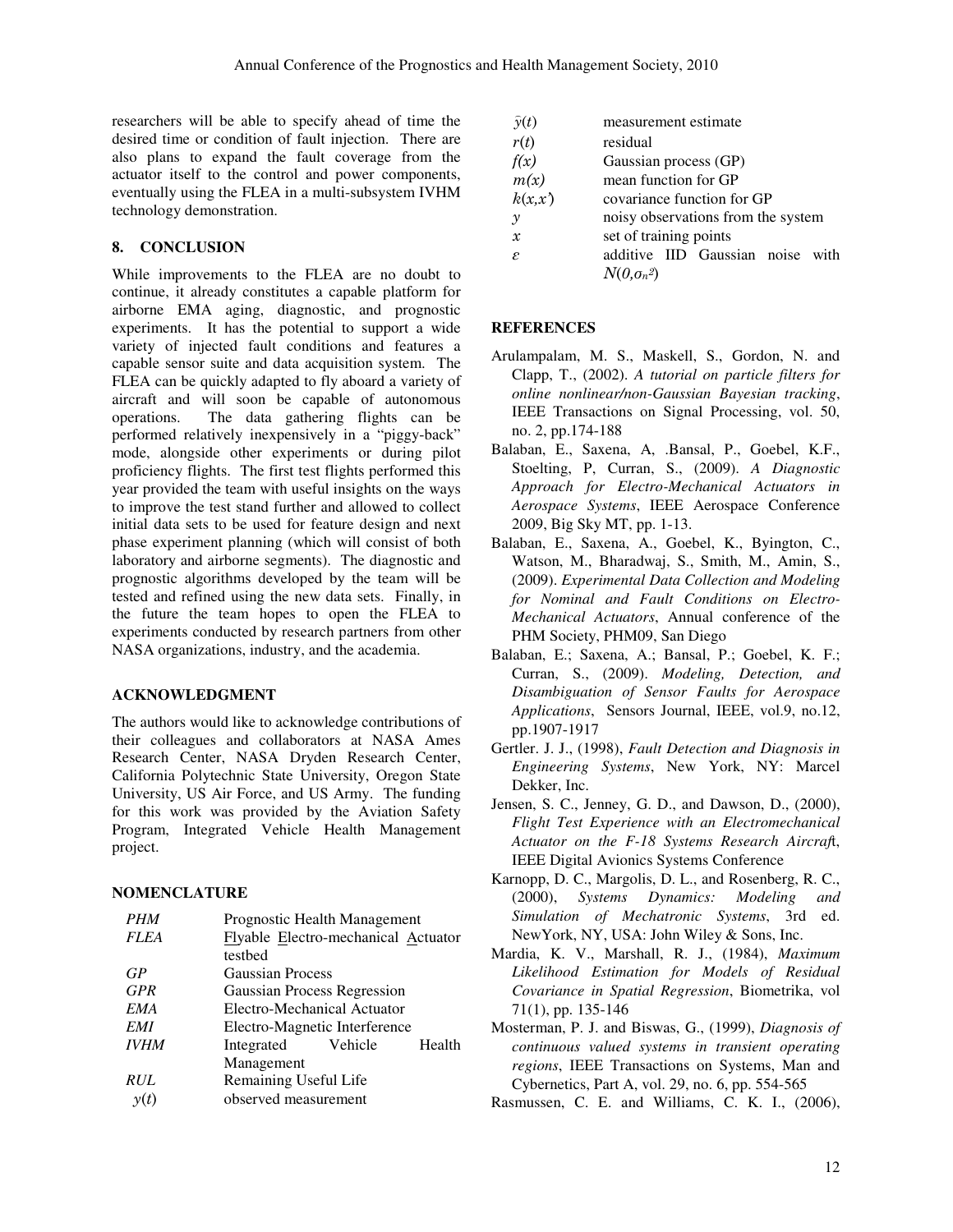researchers will be able to specify ahead of time the desired time or condition of fault injection. There are also plans to expand the fault coverage from the actuator itself to the control and power components, eventually using the FLEA in a multi-subsystem IVHM technology demonstration.

## 8. CONCLUSION

While improvements to the FLEA are no doubt to continue, it already constitutes a capable platform for airborne EMA aging, diagnostic, and prognostic experiments. It has the potential to support a wide variety of injected fault conditions and features a capable sensor suite and data acquisition system. The FLEA can be quickly adapted to fly aboard a variety of aircraft and will soon be capable of autonomous operations. The data gathering flights can be performed relatively inexpensively in a "piggy-back" mode, alongside other experiments or during pilot proficiency flights. The first test flights performed this year provided the team with useful insights on the ways to improve the test stand further and allowed to collect initial data sets to be used for feature design and next phase experiment planning (which will consist of both laboratory and airborne segments). The diagnostic and prognostic algorithms developed by the team will be tested and refined using the new data sets. Finally, in the future the team hopes to open the FLEA to experiments conducted by research partners from other NASA organizations, industry, and the academia.

## ACKNOWLEDGMENT

The authors would like to acknowledge contributions of their colleagues and collaborators at NASA Ames Research Center, NASA Dryden Research Center, California Polytechnic State University, Oregon State University, US Air Force, and US Army. The funding for this work was provided by the Aviation Safety Program, Integrated Vehicle Health Management project.

## NOMENCLATURE

| | |
|---|---|
| *PHM* | Prognostic Health Management |
| *FLEA* | Flyable Electro-mechanical Actuator testbed |
| *GP* | Gaussian Process |
| *GPR* | Gaussian Process Regression |
| *EMA* | Electro-Mechanical Actuator |
| *EMI* | Electro-Magnetic Interference |
| *IVHM* | Integrated Vehicle Health Management |
| *RUL* | Remaining Useful Life |
| $y(t)$ | observed measurement |
| $\bar{y}(t)$ | measurement estimate |
| $r(t)$ | residual |
| $f(x)$ | Gaussian process (GP) |
| $m(x)$ | mean function for GP |
| $k(x,x')$ | covariance function for GP |
| $y$ | noisy observations from the system |
| $x$ | set of training points |
| $\varepsilon$ | additive IID Gaussian noise with $N(0,\sigma_n^2)$ |

## REFERENCES

Arulampalam, M. S., Maskell, S., Gordon, N. and Clapp, T., (2002). *A tutorial on particle filters for online nonlinear/non-Gaussian Bayesian tracking*, IEEE Transactions on Signal Processing, vol. 50, no. 2, pp.174-188

Balaban, E., Saxena, A, .Bansal, P., Goebel, K.F., Stoelting, P, Curran, S., (2009). *A Diagnostic Approach for Electro-Mechanical Actuators in Aerospace Systems*, IEEE Aerospace Conference 2009, Big Sky MT, pp. 1-13.

Balaban, E., Saxena, A., Goebel, K., Byington, C., Watson, M., Bharadwaj, S., Smith, M., Amin, S., (2009). *Experimental Data Collection and Modeling for Nominal and Fault Conditions on Electro-Mechanical Actuators*, Annual conference of the PHM Society, PHM09, San Diego

Balaban, E.; Saxena, A.; Bansal, P.; Goebel, K. F.; Curran, S., (2009). *Modeling, Detection, and Disambiguation of Sensor Faults for Aerospace Applications*, Sensors Journal, IEEE, vol.9, no.12, pp.1907-1917

Gertler. J. J., (1998), *Fault Detection and Diagnosis in Engineering Systems*, New York, NY: Marcel Dekker, Inc.

Jensen, S. C., Jenney, G. D., and Dawson, D., (2000), *Flight Test Experience with an Electromechanical Actuator on the F-18 Systems Research Aircraft*, IEEE Digital Avionics Systems Conference

Karnopp, D. C., Margolis, D. L., and Rosenberg, R. C., (2000), *Systems Dynamics: Modeling and Simulation of Mechatronic Systems*, 3rd ed. NewYork, NY, USA: John Wiley & Sons, Inc.

Mardia, K. V., Marshall, R. J., (1984), *Maximum Likelihood Estimation for Models of Residual Covariance in Spatial Regression*, Biometrika, vol 71(1), pp. 135-146

Mosterman, P. J. and Biswas, G., (1999), *Diagnosis of continuous valued systems in transient operating regions*, IEEE Transactions on Systems, Man and Cybernetics, Part A, vol. 29, no. 6, pp. 554-565

Rasmussen, C. E. and Williams, C. K. I., (2006),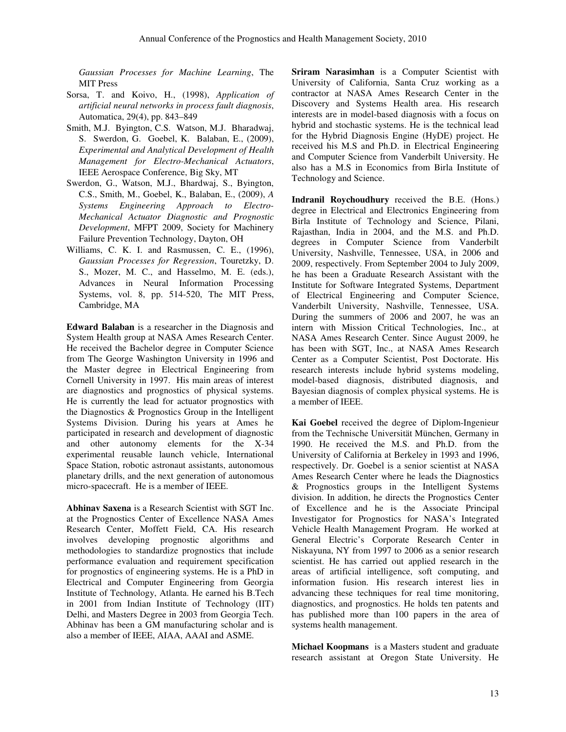*Gaussian Processes for Machine Learning*, The MIT Press

Sorsa, T. and Koivo, H., (1998), *Application of artificial neural networks in process fault diagnosis*, Automatica, 29(4), pp. 843–849

Smith, M.J. Byington, C.S. Watson, M.J. Bharadwaj, S. Swerdon, G. Goebel, K. Balaban, E., (2009), *Experimental and Analytical Development of Health Management for Electro-Mechanical Actuators*, IEEE Aerospace Conference, Big Sky, MT

Swerdon, G., Watson, M.J., Bhardwaj, S., Byington, C.S., Smith, M., Goebel, K., Balaban, E., (2009), *A Systems Engineering Approach to Electro-Mechanical Actuator Diagnostic and Prognostic Development*, MFPT 2009, Society for Machinery Failure Prevention Technology, Dayton, OH

Williams, C. K. I. and Rasmussen, C. E., (1996), *Gaussian Processes for Regression*, Touretzky, D. S., Mozer, M. C., and Hasselmo, M. E. (eds.), Advances in Neural Information Processing Systems, vol. 8, pp. 514-520, The MIT Press, Cambridge, MA

**Edward Balaban** is a researcher in the Diagnosis and System Health group at NASA Ames Research Center. He received the Bachelor degree in Computer Science from The George Washington University in 1996 and the Master degree in Electrical Engineering from Cornell University in 1997. His main areas of interest are diagnostics and prognostics of physical systems. He is currently the lead for actuator prognostics with the Diagnostics & Prognostics Group in the Intelligent Systems Division. During his years at Ames he participated in research and development of diagnostic and other autonomy elements for the X-34 experimental reusable launch vehicle, International Space Station, robotic astronaut assistants, autonomous planetary drills, and the next generation of autonomous micro-spacecraft. He is a member of IEEE.

**Abhinav Saxena** is a Research Scientist with SGT Inc. at the Prognostics Center of Excellence NASA Ames Research Center, Moffett Field, CA. His research involves developing prognostic algorithms and methodologies to standardize prognostics that include performance evaluation and requirement specification for prognostics of engineering systems. He is a PhD in Electrical and Computer Engineering from Georgia Institute of Technology, Atlanta. He earned his B.Tech in 2001 from Indian Institute of Technology (IIT) Delhi, and Masters Degree in 2003 from Georgia Tech. Abhinav has been a GM manufacturing scholar and is also a member of IEEE, AIAA, AAAI and ASME.

**Sriram Narasimhan** is a Computer Scientist with University of California, Santa Cruz working as a contractor at NASA Ames Research Center in the Discovery and Systems Health area. His research interests are in model-based diagnosis with a focus on hybrid and stochastic systems. He is the technical lead for the Hybrid Diagnosis Engine (HyDE) project. He received his M.S and Ph.D. in Electrical Engineering and Computer Science from Vanderbilt University. He also has a M.S in Economics from Birla Institute of Technology and Science.

**Indranil Roychoudhury** received the B.E. (Hons.) degree in Electrical and Electronics Engineering from Birla Institute of Technology and Science, Pilani, Rajasthan, India in 2004, and the M.S. and Ph.D. degrees in Computer Science from Vanderbilt University, Nashville, Tennessee, USA, in 2006 and 2009, respectively. From September 2004 to July 2009, he has been a Graduate Research Assistant with the Institute for Software Integrated Systems, Department of Electrical Engineering and Computer Science, Vanderbilt University, Nashville, Tennessee, USA. During the summers of 2006 and 2007, he was an intern with Mission Critical Technologies, Inc., at NASA Ames Research Center. Since August 2009, he has been with SGT, Inc., at NASA Ames Research Center as a Computer Scientist, Post Doctorate. His research interests include hybrid systems modeling, model-based diagnosis, distributed diagnosis, and Bayesian diagnosis of complex physical systems. He is a member of IEEE.

**Kai Goebel** received the degree of Diplom-Ingenieur from the Technische Universität München, Germany in 1990. He received the M.S. and Ph.D. from the University of California at Berkeley in 1993 and 1996, respectively. Dr. Goebel is a senior scientist at NASA Ames Research Center where he leads the Diagnostics & Prognostics groups in the Intelligent Systems division. In addition, he directs the Prognostics Center of Excellence and he is the Associate Principal Investigator for Prognostics for NASA's Integrated Vehicle Health Management Program. He worked at General Electric's Corporate Research Center in Niskayuna, NY from 1997 to 2006 as a senior research scientist. He has carried out applied research in the areas of artificial intelligence, soft computing, and information fusion. His research interest lies in advancing these techniques for real time monitoring, diagnostics, and prognostics. He holds ten patents and has published more than 100 papers in the area of systems health management.

**Michael Koopmans** is a Masters student and graduate research assistant at Oregon State University. He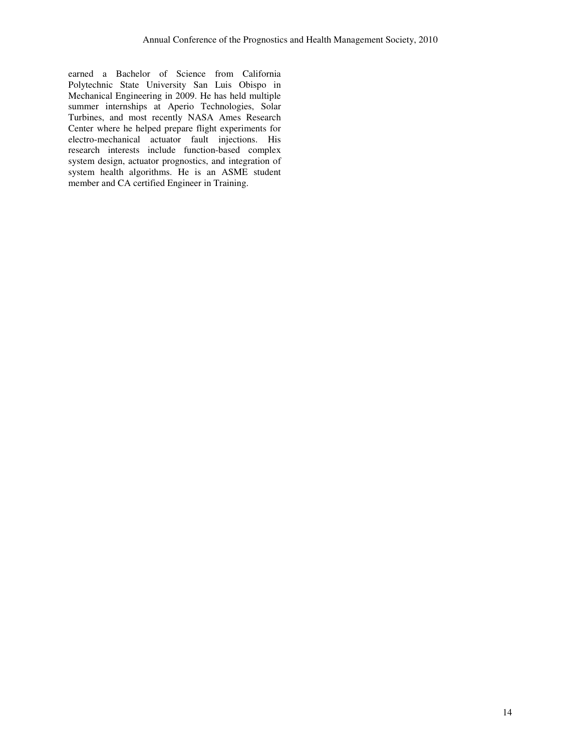earned a Bachelor of Science from California Polytechnic State University San Luis Obispo in Mechanical Engineering in 2009. He has held multiple summer internships at Aperio Technologies, Solar Turbines, and most recently NASA Ames Research Center where he helped prepare flight experiments for electro-mechanical actuator fault injections. His research interests include function-based complex system design, actuator prognostics, and integration of system health algorithms. He is an ASME student member and CA certified Engineer in Training.